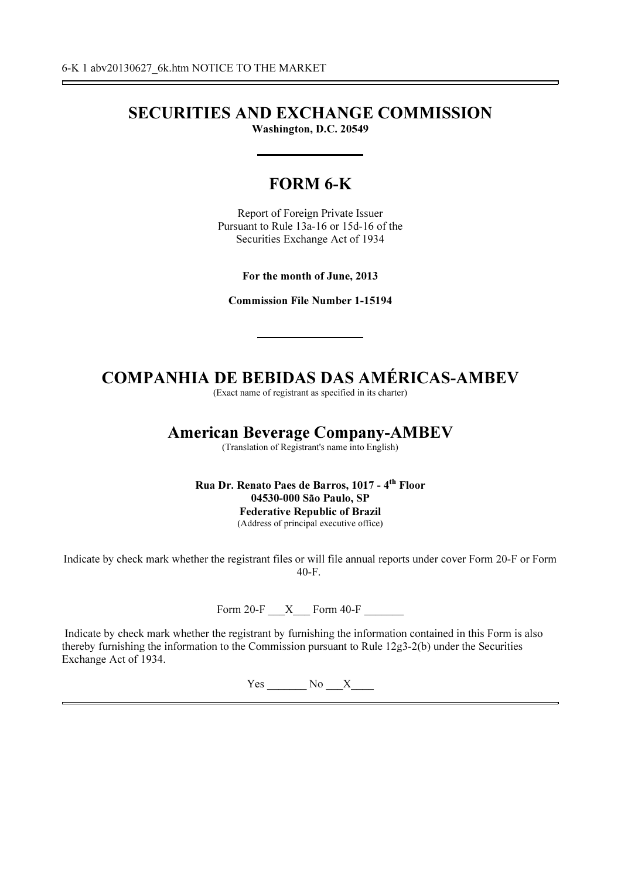6-K 1 abv20130627_6k.htm NOTICE TO THE MARKET

# SECURITIES AND EXCHANGE COMMISSION

**Washington, D.C. 20549**

# FORM 6-K

Report of Foreign Private Issuer
Pursuant to Rule 13a-16 or 15d-16 of the
Securities Exchange Act of 1934

**For the month of June, 2013**

**Commission File Number 1-15194**

# COMPANHIA DE BEBIDAS DAS AMÉRICAS-AMBEV

(Exact name of registrant as specified in its charter)

## American Beverage Company-AMBEV

(Translation of Registrant's name into English)

**Rua Dr. Renato Paes de Barros, 1017 - 4th Floor**
**04530-000 São Paulo, SP**
**Federative Republic of Brazil**
(Address of principal executive office)

Indicate by check mark whether the registrant files or will file annual reports under cover Form 20-F or Form 40-F.

Form 20-F \_\_\_X\_\_\_ Form 40-F \_\_\_\_\_\_\_

Indicate by check mark whether the registrant by furnishing the information contained in this Form is also thereby furnishing the information to the Commission pursuant to Rule 12g3-2(b) under the Securities Exchange Act of 1934.

Yes \_\_\_\_\_\_\_ No \_\_\_X\_\_\_\_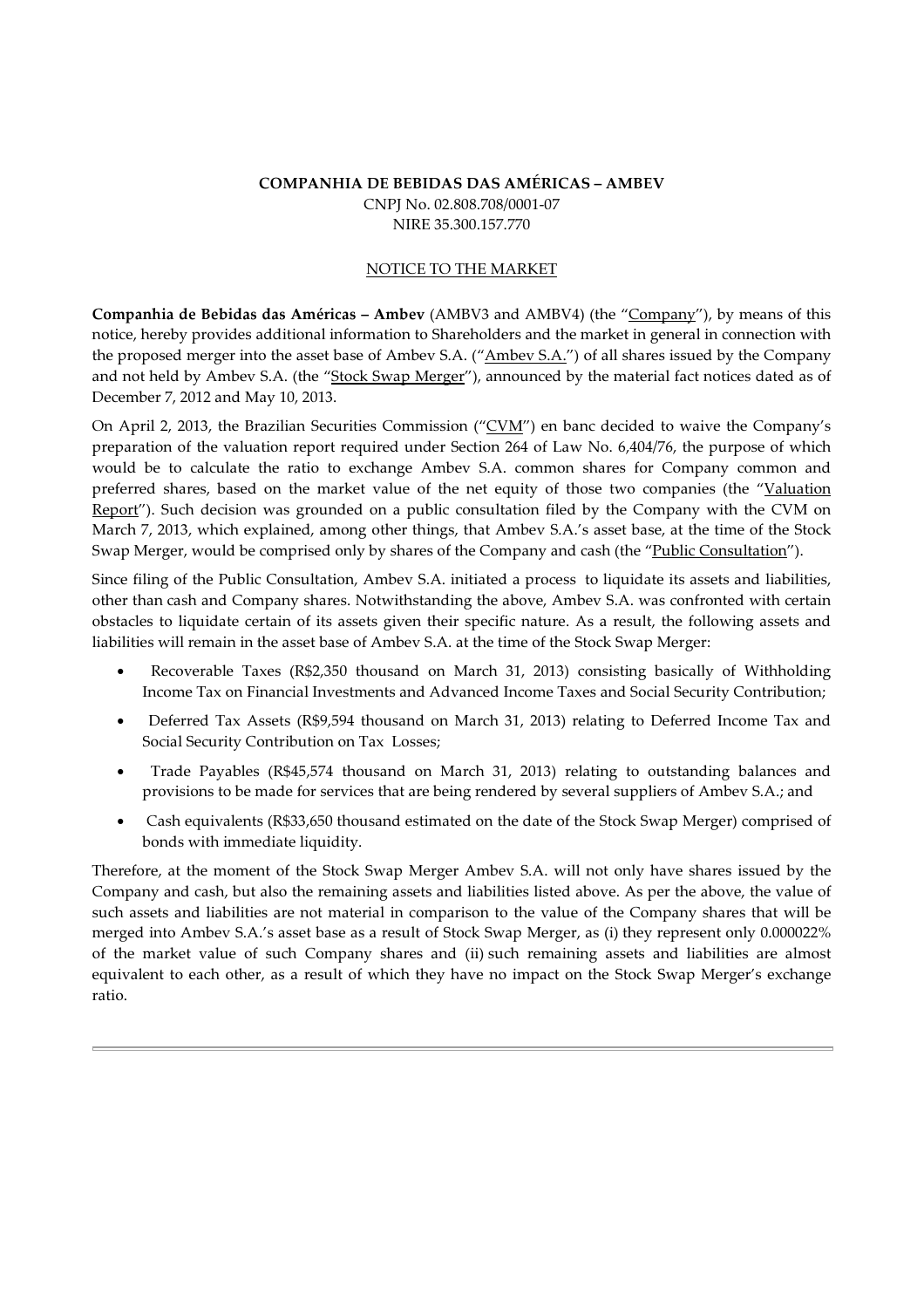**COMPANHIA DE BEBIDAS DAS AMÉRICAS – AMBEV**
CNPJ No. 02.808.708/0001-07
NIRE 35.300.157.770

NOTICE TO THE MARKET

**Companhia de Bebidas das Américas – Ambev** (AMBV3 and AMBV4) (the "Company"), by means of this notice, hereby provides additional information to Shareholders and the market in general in connection with the proposed merger into the asset base of Ambev S.A. ("Ambev S.A.") of all shares issued by the Company and not held by Ambev S.A. (the "Stock Swap Merger"), announced by the material fact notices dated as of December 7, 2012 and May 10, 2013.

On April 2, 2013, the Brazilian Securities Commission ("CVM") en banc decided to waive the Company's preparation of the valuation report required under Section 264 of Law No. 6,404/76, the purpose of which would be to calculate the ratio to exchange Ambev S.A. common shares for Company common and preferred shares, based on the market value of the net equity of those two companies (the "Valuation Report"). Such decision was grounded on a public consultation filed by the Company with the CVM on March 7, 2013, which explained, among other things, that Ambev S.A.'s asset base, at the time of the Stock Swap Merger, would be comprised only by shares of the Company and cash (the "Public Consultation").

Since filing of the Public Consultation, Ambev S.A. initiated a process to liquidate its assets and liabilities, other than cash and Company shares. Notwithstanding the above, Ambev S.A. was confronted with certain obstacles to liquidate certain of its assets given their specific nature. As a result, the following assets and liabilities will remain in the asset base of Ambev S.A. at the time of the Stock Swap Merger:

- Recoverable Taxes (R$2,350 thousand on March 31, 2013) consisting basically of Withholding Income Tax on Financial Investments and Advanced Income Taxes and Social Security Contribution;
- Deferred Tax Assets (R$9,594 thousand on March 31, 2013) relating to Deferred Income Tax and Social Security Contribution on Tax Losses;
- Trade Payables (R$45,574 thousand on March 31, 2013) relating to outstanding balances and provisions to be made for services that are being rendered by several suppliers of Ambev S.A.; and
- Cash equivalents (R$33,650 thousand estimated on the date of the Stock Swap Merger) comprised of bonds with immediate liquidity.

Therefore, at the moment of the Stock Swap Merger Ambev S.A. will not only have shares issued by the Company and cash, but also the remaining assets and liabilities listed above. As per the above, the value of such assets and liabilities are not material in comparison to the value of the Company shares that will be merged into Ambev S.A.'s asset base as a result of Stock Swap Merger, as (i) they represent only 0.000022% of the market value of such Company shares and (ii) such remaining assets and liabilities are almost equivalent to each other, as a result of which they have no impact on the Stock Swap Merger's exchange ratio.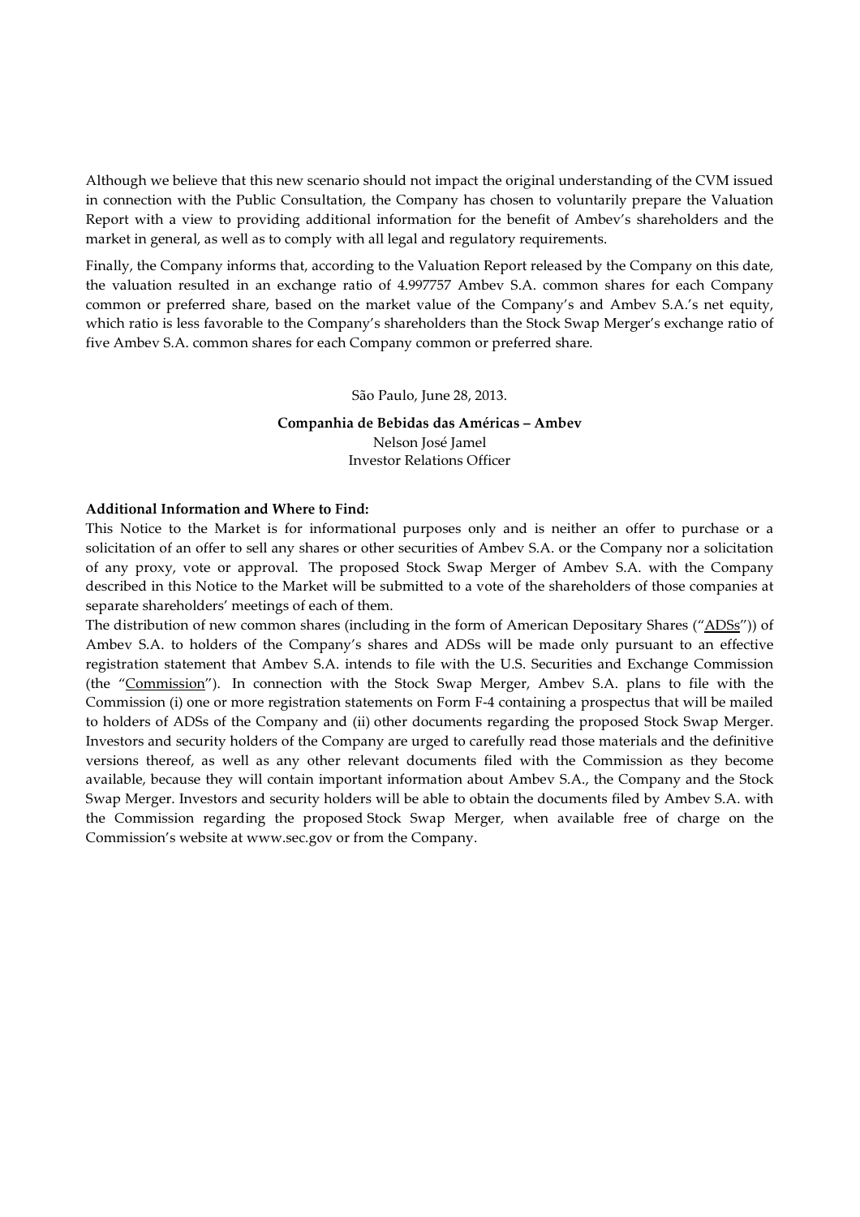Although we believe that this new scenario should not impact the original understanding of the CVM issued in connection with the Public Consultation, the Company has chosen to voluntarily prepare the Valuation Report with a view to providing additional information for the benefit of Ambev's shareholders and the market in general, as well as to comply with all legal and regulatory requirements.

Finally, the Company informs that, according to the Valuation Report released by the Company on this date, the valuation resulted in an exchange ratio of 4.997757 Ambev S.A. common shares for each Company common or preferred share, based on the market value of the Company's and Ambev S.A.'s net equity, which ratio is less favorable to the Company's shareholders than the Stock Swap Merger's exchange ratio of five Ambev S.A. common shares for each Company common or preferred share.

São Paulo, June 28, 2013.

**Companhia de Bebidas das Américas – Ambev**
Nelson José Jamel
Investor Relations Officer

**Additional Information and Where to Find:**

This Notice to the Market is for informational purposes only and is neither an offer to purchase or a solicitation of an offer to sell any shares or other securities of Ambev S.A. or the Company nor a solicitation of any proxy, vote or approval. The proposed Stock Swap Merger of Ambev S.A. with the Company described in this Notice to the Market will be submitted to a vote of the shareholders of those companies at separate shareholders' meetings of each of them.

The distribution of new common shares (including in the form of American Depositary Shares ("ADSs")) of Ambev S.A. to holders of the Company's shares and ADSs will be made only pursuant to an effective registration statement that Ambev S.A. intends to file with the U.S. Securities and Exchange Commission (the "Commission"). In connection with the Stock Swap Merger, Ambev S.A. plans to file with the Commission (i) one or more registration statements on Form F-4 containing a prospectus that will be mailed to holders of ADSs of the Company and (ii) other documents regarding the proposed Stock Swap Merger. Investors and security holders of the Company are urged to carefully read those materials and the definitive versions thereof, as well as any other relevant documents filed with the Commission as they become available, because they will contain important information about Ambev S.A., the Company and the Stock Swap Merger. Investors and security holders will be able to obtain the documents filed by Ambev S.A. with the Commission regarding the proposed Stock Swap Merger, when available free of charge on the Commission's website at www.sec.gov or from the Company.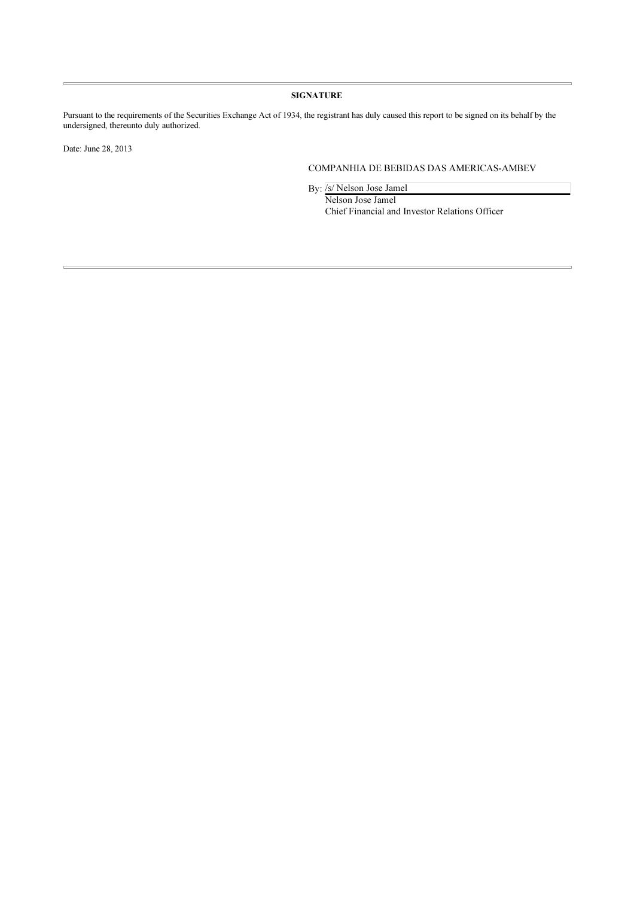**SIGNATURE**

Pursuant to the requirements of the Securities Exchange Act of 1934, the registrant has duly caused this report to be signed on its behalf by the undersigned, thereunto duly authorized.

Date: June 28, 2013

COMPANHIA DE BEBIDAS DAS AMERICAS-AMBEV

By: /s/ Nelson Jose Jamel

Nelson Jose Jamel

Chief Financial and Investor Relations Officer